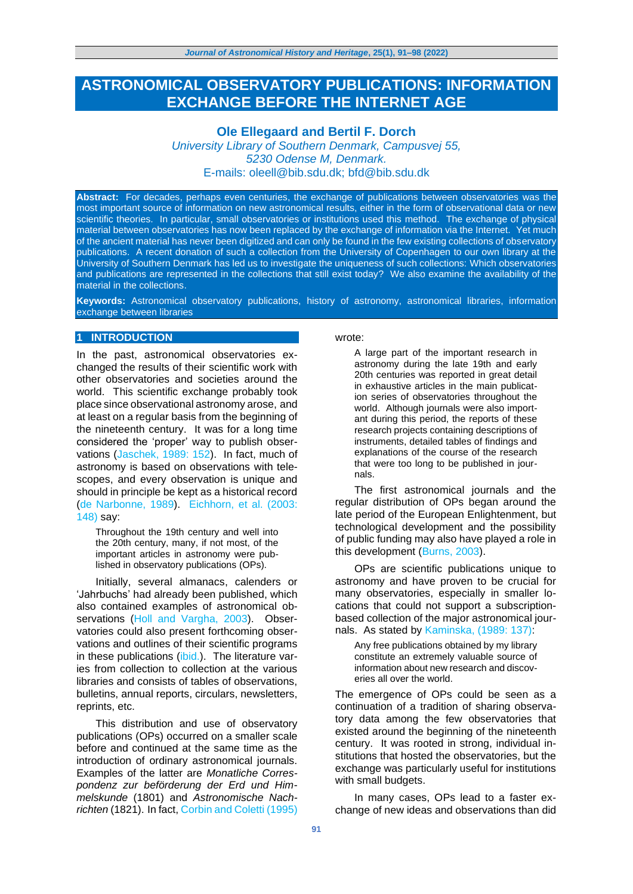# ASTRONOMICAL OBSERVATORY PUBLICATIONS: INFORMATION EXCHANGE BEFORE THE INTERNET AGE

**Ole Ellegaard and Bertil F. Dorch**

*University Library of Southern Denmark, Campusvej 55, 5230 Odense M, Denmark.*

E-mails: oleell@bib.sdu.dk; bfd@bib.sdu.dk

**Abstract:** For decades, perhaps even centuries, the exchange of publications between observatories was the most important source of information on new astronomical results, either in the form of observational data or new scientific theories. In particular, small observatories or institutions used this method. The exchange of physical material between observatories has now been replaced by the exchange of information via the Internet. Yet much of the ancient material has never been digitized and can only be found in the few existing collections of observatory publications. A recent donation of such a collection from the University of Copenhagen to our own library at the University of Southern Denmark has led us to investigate the uniqueness of such collections: Which observatories and publications are represented in the collections that still exist today? We also examine the availability of the material in the collections.

**Keywords:** Astronomical observatory publications, history of astronomy, astronomical libraries, information exchange between libraries

## 1 INTRODUCTION

In the past, astronomical observatories exchanged the results of their scientific work with other observatories and societies around the world. This scientific exchange probably took place since observational astronomy arose, and at least on a regular basis from the beginning of the nineteenth century. It was for a long time considered the 'proper' way to publish observations (Jaschek, 1989: 152). In fact, much of astronomy is based on observations with telescopes, and every observation is unique and should in principle be kept as a historical record (de Narbonne, 1989). Eichhorn, et al. (2003: 148) say:

> Throughout the 19th century and well into the 20th century, many, if not most, of the important articles in astronomy were published in observatory publications (OPs).

Initially, several almanacs, calenders or 'Jahrbuchs' had already been published, which also contained examples of astronomical observations (Holl and Vargha, 2003). Observatories could also present forthcoming observations and outlines of their scientific programs in these publications (ibid.). The literature varies from collection to collection at the various libraries and consists of tables of observations, bulletins, annual reports, circulars, newsletters, reprints, etc.

This distribution and use of observatory publications (OPs) occurred on a smaller scale before and continued at the same time as the introduction of ordinary astronomical journals. Examples of the latter are *Monatliche Correspondenz zur beförderung der Erd und Himmelskunde* (1801) and *Astronomische Nachrichten* (1821). In fact, Corbin and Coletti (1995) wrote:

> A large part of the important research in astronomy during the late 19th and early 20th centuries was reported in great detail in exhaustive articles in the main publication series of observatories throughout the world. Although journals were also important during this period, the reports of these research projects containing descriptions of instruments, detailed tables of findings and explanations of the course of the research that were too long to be published in journals.

The first astronomical journals and the regular distribution of OPs began around the late period of the European Enlightenment, but technological development and the possibility of public funding may also have played a role in this development (Burns, 2003).

OPs are scientific publications unique to astronomy and have proven to be crucial for many observatories, especially in smaller locations that could not support a subscription-based collection of the major astronomical journals. As stated by Kaminska, (1989: 137):

> Any free publications obtained by my library constitute an extremely valuable source of information about new research and discoveries all over the world.

The emergence of OPs could be seen as a continuation of a tradition of sharing observatory data among the few observatories that existed around the beginning of the nineteenth century. It was rooted in strong, individual institutions that hosted the observatories, but the exchange was particularly useful for institutions with small budgets.

In many cases, OPs lead to a faster exchange of new ideas and observations than did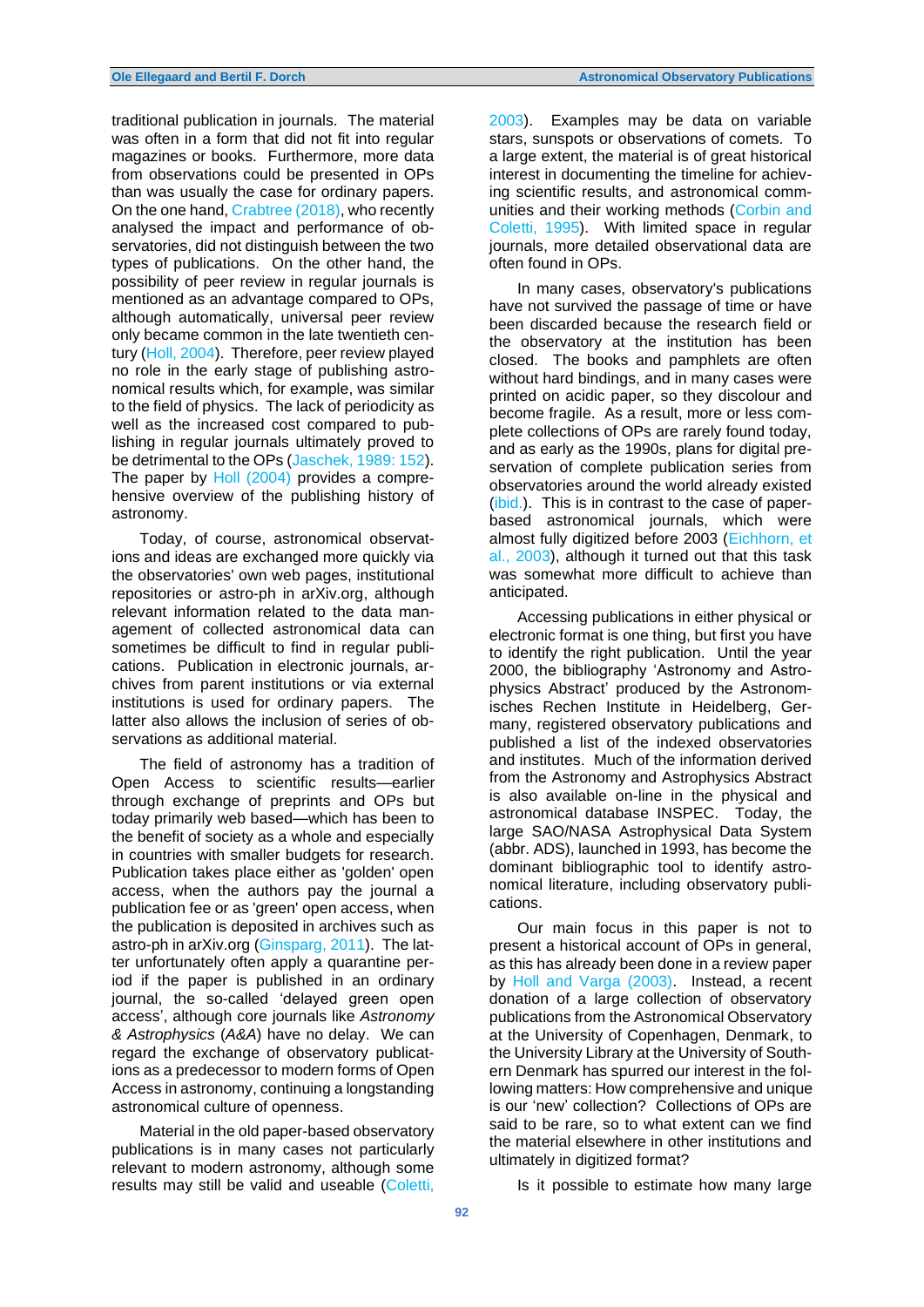traditional publication in journals. The material was often in a form that did not fit into regular magazines or books. Furthermore, more data from observations could be presented in OPs than was usually the case for ordinary papers. On the one hand, Crabtree (2018), who recently analysed the impact and performance of observatories, did not distinguish between the two types of publications. On the other hand, the possibility of peer review in regular journals is mentioned as an advantage compared to OPs, although automatically, universal peer review only became common in the late twentieth century (Holl, 2004). Therefore, peer review played no role in the early stage of publishing astronomical results which, for example, was similar to the field of physics. The lack of periodicity as well as the increased cost compared to publishing in regular journals ultimately proved to be detrimental to the OPs (Jaschek, 1989: 152). The paper by Holl (2004) provides a comprehensive overview of the publishing history of astronomy.

Today, of course, astronomical observations and ideas are exchanged more quickly via the observatories' own web pages, institutional repositories or astro-ph in arXiv.org, although relevant information related to the data management of collected astronomical data can sometimes be difficult to find in regular publications. Publication in electronic journals, archives from parent institutions or via external institutions is used for ordinary papers. The latter also allows the inclusion of series of observations as additional material.

The field of astronomy has a tradition of Open Access to scientific results—earlier through exchange of preprints and OPs but today primarily web based—which has been to the benefit of society as a whole and especially in countries with smaller budgets for research. Publication takes place either as 'golden' open access, when the authors pay the journal a publication fee or as 'green' open access, when the publication is deposited in archives such as astro-ph in arXiv.org (Ginsparg, 2011). The latter unfortunately often apply a quarantine period if the paper is published in an ordinary journal, the so-called 'delayed green open access', although core journals like *Astronomy & Astrophysics* (*A&A*) have no delay. We can regard the exchange of observatory publications as a predecessor to modern forms of Open Access in astronomy, continuing a longstanding astronomical culture of openness.

Material in the old paper-based observatory publications is in many cases not particularly relevant to modern astronomy, although some results may still be valid and useable (Coletti, 2003). Examples may be data on variable stars, sunspots or observations of comets. To a large extent, the material is of great historical interest in documenting the timeline for achieving scientific results, and astronomical communities and their working methods (Corbin and Coletti, 1995). With limited space in regular journals, more detailed observational data are often found in OPs.

In many cases, observatory's publications have not survived the passage of time or have been discarded because the research field or the observatory at the institution has been closed. The books and pamphlets are often without hard bindings, and in many cases were printed on acidic paper, so they discolour and become fragile. As a result, more or less complete collections of OPs are rarely found today, and as early as the 1990s, plans for digital preservation of complete publication series from observatories around the world already existed (ibid.). This is in contrast to the case of paper-based astronomical journals, which were almost fully digitized before 2003 (Eichhorn, et al., 2003), although it turned out that this task was somewhat more difficult to achieve than anticipated.

Accessing publications in either physical or electronic format is one thing, but first you have to identify the right publication. Until the year 2000, the bibliography 'Astronomy and Astrophysics Abstract' produced by the Astronomisches Rechen Institute in Heidelberg, Germany, registered observatory publications and published a list of the indexed observatories and institutes. Much of the information derived from the Astronomy and Astrophysics Abstract is also available on-line in the physical and astronomical database INSPEC. Today, the large SAO/NASA Astrophysical Data System (abbr. ADS), launched in 1993, has become the dominant bibliographic tool to identify astronomical literature, including observatory publications.

Our main focus in this paper is not to present a historical account of OPs in general, as this has already been done in a review paper by Holl and Varga (2003). Instead, a recent donation of a large collection of observatory publications from the Astronomical Observatory at the University of Copenhagen, Denmark, to the University Library at the University of Southern Denmark has spurred our interest in the following matters: How comprehensive and unique is our 'new' collection? Collections of OPs are said to be rare, so to what extent can we find the material elsewhere in other institutions and ultimately in digitized format?

Is it possible to estimate how many large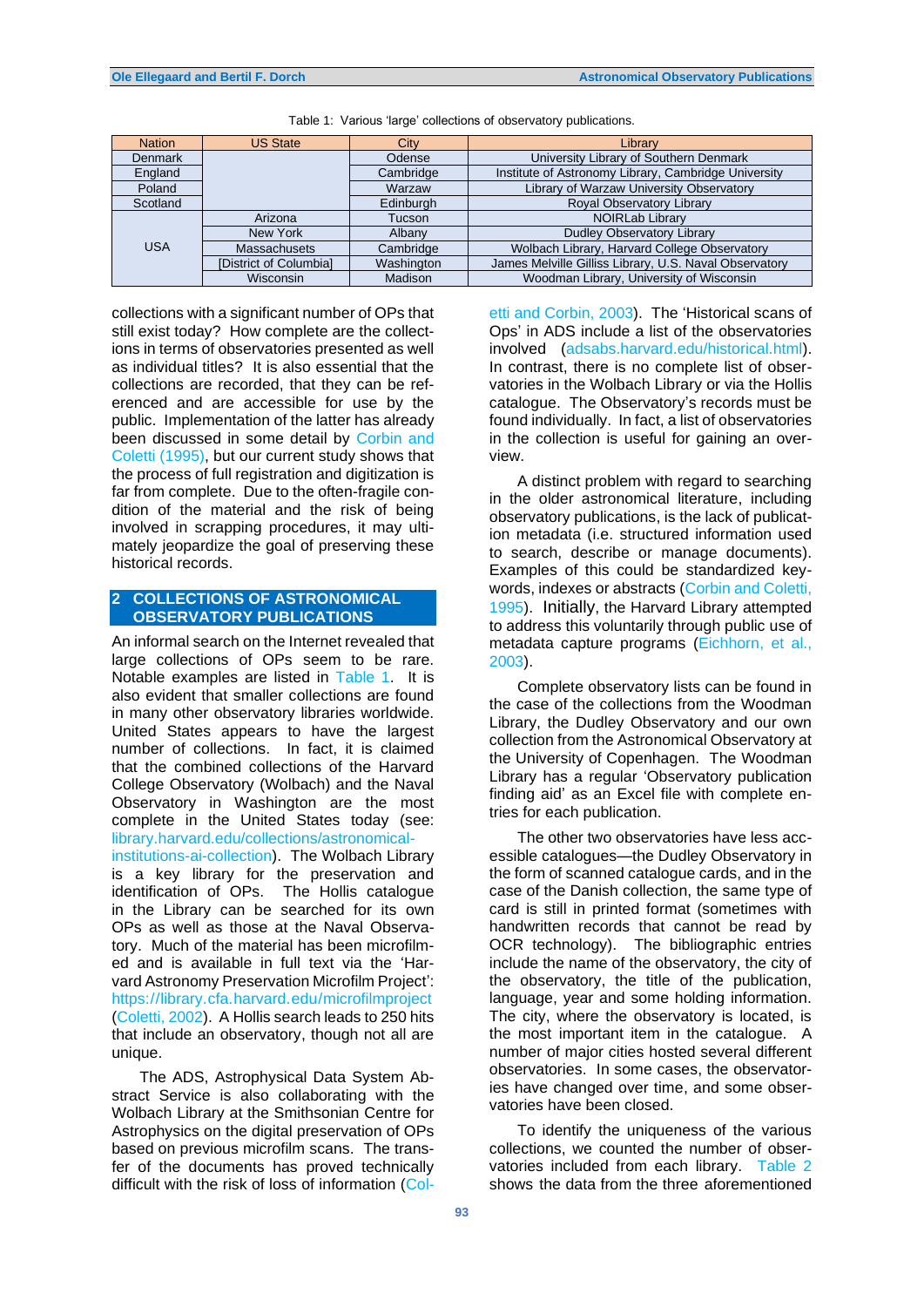Table 1: Various 'large' collections of observatory publications.

| Nation | US State | City | Library |
|---|---|---|---|
| Denmark | | Odense | University Library of Southern Denmark |
| England | | Cambridge | Institute of Astronomy Library, Cambridge University |
| Poland | | Warzaw | Library of Warzaw University Observatory |
| Scotland | | Edinburgh | Royal Observatory Library |
| USA | Arizona | Tucson | NOIRLab Library |
| | New York | Albany | Dudley Observatory Library |
| | Massachusets | Cambridge | Wolbach Library, Harvard College Observatory |
| | [District of Columbia] | Washington | James Melville Gilliss Library, U.S. Naval Observatory |
| | Wisconsin | Madison | Woodman Library, University of Wisconsin |

collections with a significant number of OPs that still exist today? How complete are the collections in terms of observatories presented as well as individual titles? It is also essential that the collections are recorded, that they can be referenced and are accessible for use by the public. Implementation of the latter has already been discussed in some detail by Corbin and Coletti (1995), but our current study shows that the process of full registration and digitization is far from complete. Due to the often-fragile condition of the material and the risk of being involved in scrapping procedures, it may ultimately jeopardize the goal of preserving these historical records.

## 2 COLLECTIONS OF ASTRONOMICAL OBSERVATORY PUBLICATIONS

An informal search on the Internet revealed that large collections of OPs seem to be rare. Notable examples are listed in Table 1. It is also evident that smaller collections are found in many other observatory libraries worldwide. United States appears to have the largest number of collections. In fact, it is claimed that the combined collections of the Harvard College Observatory (Wolbach) and the Naval Observatory in Washington are the most complete in the United States today (see: library.harvard.edu/collections/astronomical-institutions-ai-collection). The Wolbach Library is a key library for the preservation and identification of OPs. The Hollis catalogue in the Library can be searched for its own OPs as well as those at the Naval Observatory. Much of the material has been microfilmed and is available in full text via the 'Harvard Astronomy Preservation Microfilm Project': https://library.cfa.harvard.edu/microfilmproject (Coletti, 2002). A Hollis search leads to 250 hits that include an observatory, though not all are unique.

The ADS, Astrophysical Data System Abstract Service is also collaborating with the Wolbach Library at the Smithsonian Centre for Astrophysics on the digital preservation of OPs based on previous microfilm scans. The transfer of the documents has proved technically difficult with the risk of loss of information (Coletti and Corbin, 2003). The 'Historical scans of Ops' in ADS include a list of the observatories involved (adsabs.harvard.edu/historical.html). In contrast, there is no complete list of observatories in the Wolbach Library or via the Hollis catalogue. The Observatory's records must be found individually. In fact, a list of observatories in the collection is useful for gaining an overview.

A distinct problem with regard to searching in the older astronomical literature, including observatory publications, is the lack of publication metadata (i.e. structured information used to search, describe or manage documents). Examples of this could be standardized keywords, indexes or abstracts (Corbin and Coletti, 1995). Initially, the Harvard Library attempted to address this voluntarily through public use of metadata capture programs (Eichhorn, et al., 2003).

Complete observatory lists can be found in the case of the collections from the Woodman Library, the Dudley Observatory and our own collection from the Astronomical Observatory at the University of Copenhagen. The Woodman Library has a regular 'Observatory publication finding aid' as an Excel file with complete entries for each publication.

The other two observatories have less accessible catalogues—the Dudley Observatory in the form of scanned catalogue cards, and in the case of the Danish collection, the same type of card is still in printed format (sometimes with handwritten records that cannot be read by OCR technology). The bibliographic entries include the name of the observatory, the city of the observatory, the title of the publication, language, year and some holding information. The city, where the observatory is located, is the most important item in the catalogue. A number of major cities hosted several different observatories. In some cases, the observatories have changed over time, and some observatories have been closed.

To identify the uniqueness of the various collections, we counted the number of observatories included from each library. Table 2 shows the data from the three aforementioned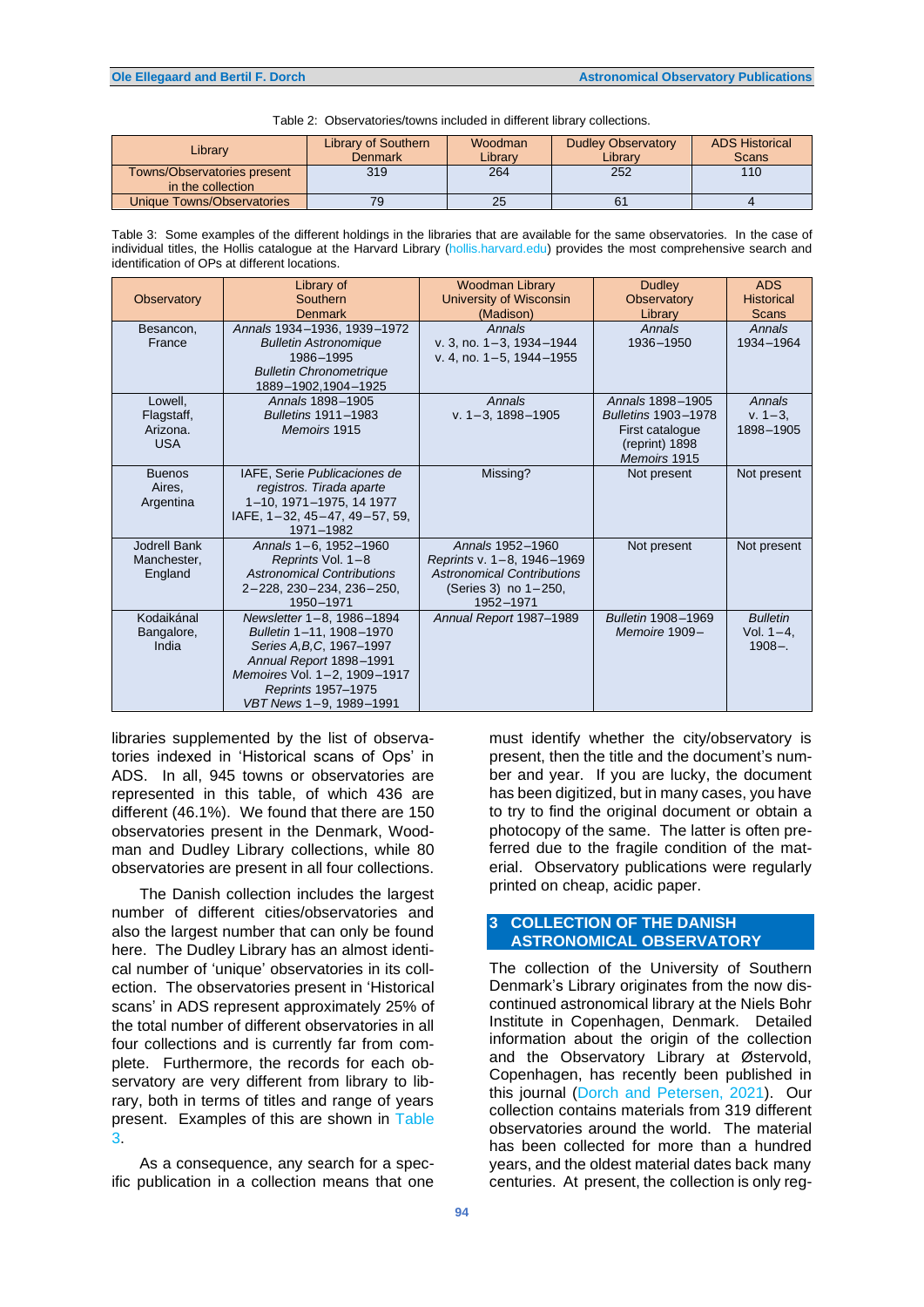Table 2: Observatories/towns included in different library collections.

| Library | Library of Southern Denmark | Woodman Library | Dudley Observatory Library | ADS Historical Scans |
|---|---|---|---|---|
| Towns/Observatories present in the collection | 319 | 264 | 252 | 110 |
| Unique Towns/Observatories | 79 | 25 | 61 | 4 |

Table 3: Some examples of the different holdings in the libraries that are available for the same observatories. In the case of individual titles, the Hollis catalogue at the Harvard Library (hollis.harvard.edu) provides the most comprehensive search and identification of OPs at different locations.

| Observatory | Library of Southern Denmark | Woodman Library University of Wisconsin (Madison) | Dudley Observatory Library | ADS Historical Scans |
|---|---|---|---|---|
| Besancon, France | *Annals* 1934–1936, 1939–1972<br>*Bulletin Astronomique* 1986–1995<br>*Bulletin Chronometrique* 1889–1902,1904–1925 | *Annals*<br>v. 3, no. 1–3, 1934–1944<br>v. 4, no. 1–5, 1944–1955 | *Annals*<br>1936–1950 | *Annals*<br>1934–1964 |
| Lowell, Flagstaff, Arizona. USA | *Annals* 1898–1905<br>*Bulletins* 1911–1983<br>*Memoirs* 1915 | *Annals*<br>v. 1–3, 1898–1905 | *Annals* 1898–1905<br>*Bulletins* 1903–1978<br>First catalogue (reprint) 1898<br>*Memoirs* 1915 | *Annals*<br>v. 1–3,<br>1898–1905 |
| Buenos Aires, Argentina | IAFE, Serie *Publicaciones de registros. Tirada aparte* 1–10, 1971–1975, 14 1977<br>IAFE, 1–32, 45–47, 49–57, 59, 1971–1982 | Missing? | Not present | Not present |
| Jodrell Bank Manchester, England | *Annals* 1–6, 1952–1960<br>*Reprints* Vol. 1–8<br>*Astronomical Contributions* 2–228, 230–234, 236–250, 1950–1971 | *Annals* 1952–1960<br>*Reprints* v. 1–8, 1946–1969<br>*Astronomical Contributions* (Series 3) no 1–250, 1952–1971 | Not present | Not present |
| Kodaikánal Bangalore, India | *Newsletter* 1–8, 1986–1894<br>*Bulletin* 1–11, 1908–1970<br>*Series A,B,C*, 1967–1997<br>*Annual Report* 1898–1991<br>*Memoires* Vol. 1–2, 1909–1917<br>*Reprints* 1957–1975<br>*VBT News* 1–9, 1989–1991 | *Annual Report* 1987–1989 | *Bulletin* 1908–1969<br>*Memoire* 1909– | *Bulletin*<br>Vol. 1–4,<br>1908–. |

libraries supplemented by the list of observatories indexed in 'Historical scans of Ops' in ADS. In all, 945 towns or observatories are represented in this table, of which 436 are different (46.1%). We found that there are 150 observatories present in the Denmark, Woodman and Dudley Library collections, while 80 observatories are present in all four collections.

The Danish collection includes the largest number of different cities/observatories and also the largest number that can only be found here. The Dudley Library has an almost identical number of 'unique' observatories in its collection. The observatories present in 'Historical scans' in ADS represent approximately 25% of the total number of different observatories in all four collections and is currently far from complete. Furthermore, the records for each observatory are very different from library to library, both in terms of titles and range of years present. Examples of this are shown in Table 3.

As a consequence, any search for a specific publication in a collection means that one must identify whether the city/observatory is present, then the title and the document's number and year. If you are lucky, the document has been digitized, but in many cases, you have to try to find the original document or obtain a photocopy of the same. The latter is often preferred due to the fragile condition of the material. Observatory publications were regularly printed on cheap, acidic paper.

## 3 COLLECTION OF THE DANISH ASTRONOMICAL OBSERVATORY

The collection of the University of Southern Denmark's Library originates from the now discontinued astronomical library at the Niels Bohr Institute in Copenhagen, Denmark. Detailed information about the origin of the collection and the Observatory Library at Østervold, Copenhagen, has recently been published in this journal (Dorch and Petersen, 2021). Our collection contains materials from 319 different observatories around the world. The material has been collected for more than a hundred years, and the oldest material dates back many centuries. At present, the collection is only reg-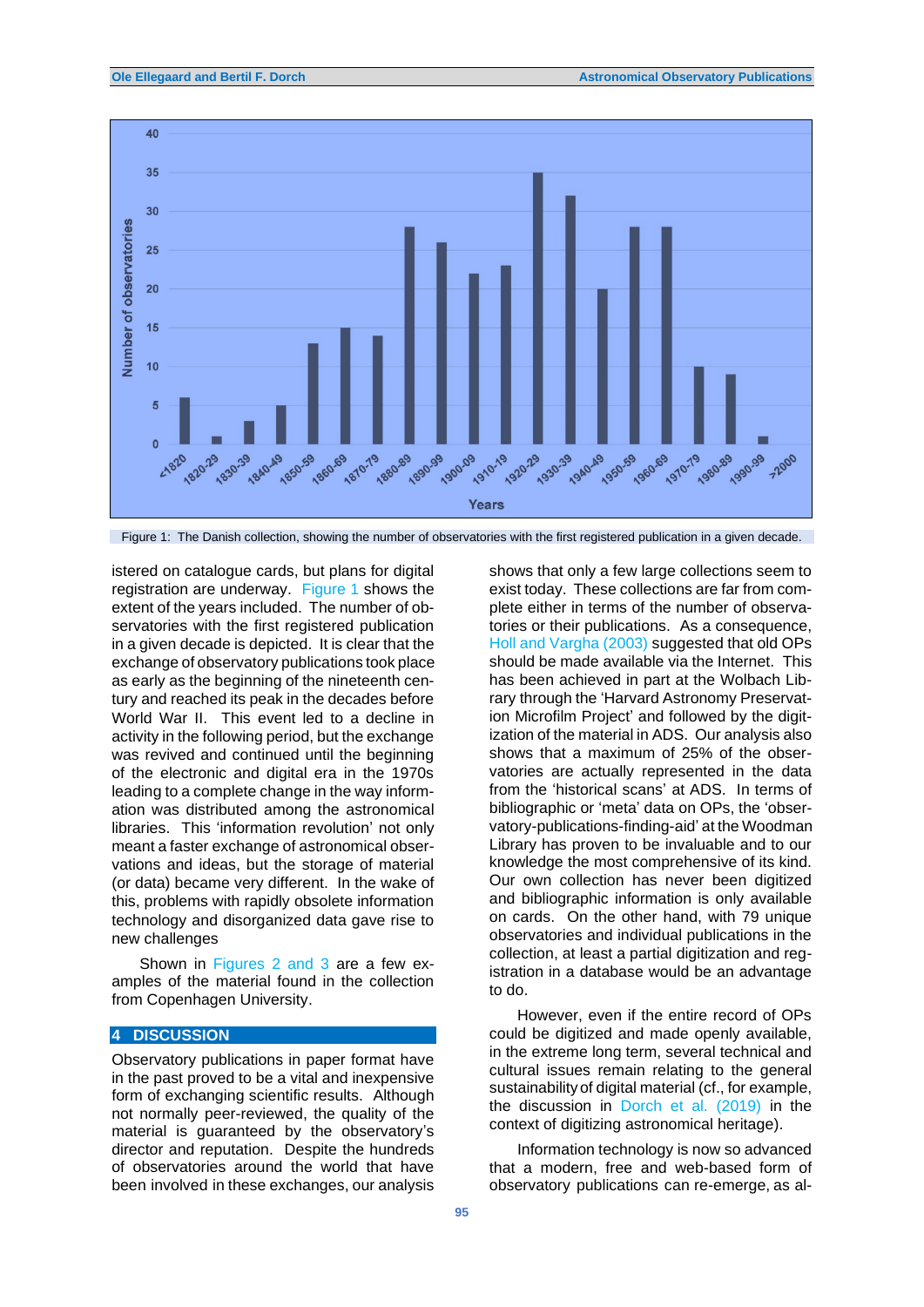Figure 1: The Danish collection, showing the number of observatories with the first registered publication in a given decade.

istered on catalogue cards, but plans for digital registration are underway. Figure 1 shows the extent of the years included. The number of observatories with the first registered publication in a given decade is depicted. It is clear that the exchange of observatory publications took place as early as the beginning of the nineteenth century and reached its peak in the decades before World War II. This event led to a decline in activity in the following period, but the exchange was revived and continued until the beginning of the electronic and digital era in the 1970s leading to a complete change in the way information was distributed among the astronomical libraries. This 'information revolution' not only meant a faster exchange of astronomical observations and ideas, but the storage of material (or data) became very different. In the wake of this, problems with rapidly obsolete information technology and disorganized data gave rise to new challenges

Shown in Figures 2 and 3 are a few examples of the material found in the collection from Copenhagen University.

## 4 DISCUSSION

Observatory publications in paper format have in the past proved to be a vital and inexpensive form of exchanging scientific results. Although not normally peer-reviewed, the quality of the material is guaranteed by the observatory's director and reputation. Despite the hundreds of observatories around the world that have been involved in these exchanges, our analysis shows that only a few large collections seem to exist today. These collections are far from complete either in terms of the number of observatories or their publications. As a consequence, Holl and Vargha (2003) suggested that old OPs should be made available via the Internet. This has been achieved in part at the Wolbach Library through the 'Harvard Astronomy Preservation Microfilm Project' and followed by the digitization of the material in ADS. Our analysis also shows that a maximum of 25% of the observatories are actually represented in the data from the 'historical scans' at ADS. In terms of bibliographic or 'meta' data on OPs, the 'observatory-publications-finding-aid' at the Woodman Library has proven to be invaluable and to our knowledge the most comprehensive of its kind. Our own collection has never been digitized and bibliographic information is only available on cards. On the other hand, with 79 unique observatories and individual publications in the collection, at least a partial digitization and registration in a database would be an advantage to do.

However, even if the entire record of OPs could be digitized and made openly available, in the extreme long term, several technical and cultural issues remain relating to the general sustainability of digital material (cf., for example, the discussion in Dorch et al. (2019) in the context of digitizing astronomical heritage).

Information technology is now so advanced that a modern, free and web-based form of observatory publications can re-emerge, as al-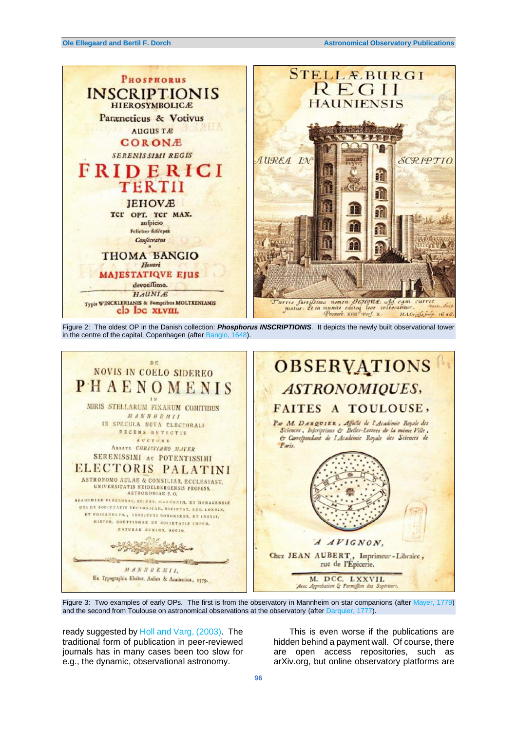Figure 2: The oldest OP in the Danish collection: ***Phosphorus INSCRIPTIONIS***. It depicts the newly built observational tower in the centre of the capital, Copenhagen (after Bangio, 1648).

Figure 3: Two examples of early OPs. The first is from the observatory in Mannheim on star companions (after Mayer, 1779) and the second from Toulouse on astronomical observations at the observatory (after Darquier, 1777).

ready suggested by Holl and Varg, (2003). The traditional form of publication in peer-reviewed journals has in many cases been too slow for e.g., the dynamic, observational astronomy.

This is even worse if the publications are hidden behind a payment wall. Of course, there are open access repositories, such as arXiv.org, but online observatory platforms are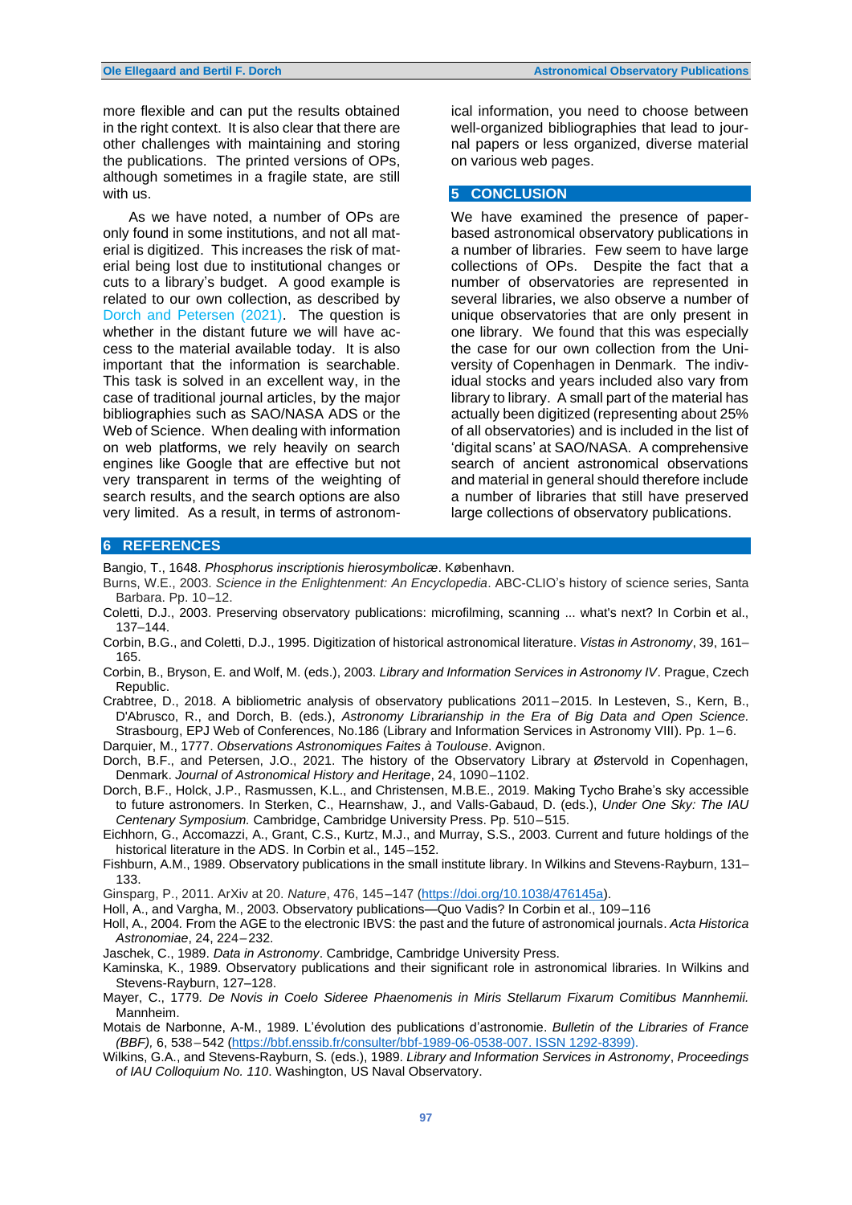more flexible and can put the results obtained in the right context. It is also clear that there are other challenges with maintaining and storing the publications. The printed versions of OPs, although sometimes in a fragile state, are still with us.

As we have noted, a number of OPs are only found in some institutions, and not all material is digitized. This increases the risk of material being lost due to institutional changes or cuts to a library's budget. A good example is related to our own collection, as described by Dorch and Petersen (2021). The question is whether in the distant future we will have access to the material available today. It is also important that the information is searchable. This task is solved in an excellent way, in the case of traditional journal articles, by the major bibliographies such as SAO/NASA ADS or the Web of Science. When dealing with information on web platforms, we rely heavily on search engines like Google that are effective but not very transparent in terms of the weighting of search results, and the search options are also very limited. As a result, in terms of astronomical information, you need to choose between well-organized bibliographies that lead to journal papers or less organized, diverse material on various web pages.

## 5 CONCLUSION

We have examined the presence of paper-based astronomical observatory publications in a number of libraries. Few seem to have large collections of OPs. Despite the fact that a number of observatories are represented in several libraries, we also observe a number of unique observatories that are only present in one library. We found that this was especially the case for our own collection from the University of Copenhagen in Denmark. The individual stocks and years included also vary from library to library. A small part of the material has actually been digitized (representing about 25% of all observatories) and is included in the list of 'digital scans' at SAO/NASA. A comprehensive search of ancient astronomical observations and material in general should therefore include a number of libraries that still have preserved large collections of observatory publications.

## 6 REFERENCES

Bangio, T., 1648. *Phosphorus inscriptionis hierosymbolicæ*. København.

Burns, W.E., 2003. *Science in the Enlightenment: An Encyclopedia*. ABC-CLIO's history of science series, Santa Barbara. Pp. 10–12.

Coletti, D.J., 2003. Preserving observatory publications: microfilming, scanning ... what's next? In Corbin et al., 137–144.

Corbin, B.G., and Coletti, D.J., 1995. Digitization of historical astronomical literature. *Vistas in Astronomy*, 39, 161–165.

Corbin, B., Bryson, E. and Wolf, M. (eds.), 2003. *Library and Information Services in Astronomy IV*. Prague, Czech Republic.

Crabtree, D., 2018. A bibliometric analysis of observatory publications 2011–2015. In Lesteven, S., Kern, B., D'Abrusco, R., and Dorch, B. (eds.), *Astronomy Librarianship in the Era of Big Data and Open Science.* Strasbourg, EPJ Web of Conferences, No.186 (Library and Information Services in Astronomy VIII). Pp. 1–6.

Darquier, M., 1777. *Observations Astronomiques Faites à Toulouse*. Avignon.

Dorch, B.F., and Petersen, J.O., 2021. The history of the Observatory Library at Østervold in Copenhagen, Denmark. *Journal of Astronomical History and Heritage*, 24, 1090–1102.

Dorch, B.F., Holck, J.P., Rasmussen, K.L., and Christensen, M.B.E., 2019. Making Tycho Brahe's sky accessible to future astronomers. In Sterken, C., Hearnshaw, J., and Valls-Gabaud, D. (eds.), *Under One Sky: The IAU Centenary Symposium.* Cambridge, Cambridge University Press. Pp. 510–515.

Eichhorn, G., Accomazzi, A., Grant, C.S., Kurtz, M.J., and Murray, S.S., 2003. Current and future holdings of the historical literature in the ADS. In Corbin et al., 145–152.

Fishburn, A.M., 1989. Observatory publications in the small institute library. In Wilkins and Stevens-Rayburn, 131–133.

Ginsparg, P., 2011. ArXiv at 20. *Nature*, 476, 145–147 (https://doi.org/10.1038/476145a).

Holl, A., and Vargha, M., 2003. Observatory publications—Quo Vadis? In Corbin et al., 109–116

Holl, A., 2004. From the AGE to the electronic IBVS: the past and the future of astronomical journals. *Acta Historica Astronomiae*, 24, 224–232.

Jaschek, C., 1989. *Data in Astronomy*. Cambridge, Cambridge University Press.

Kaminska, K., 1989. Observatory publications and their significant role in astronomical libraries. In Wilkins and Stevens-Rayburn, 127–128.

Mayer, C., 1779. *De Novis in Coelo Sideree Phaenomenis in Miris Stellarum Fixarum Comitibus Mannhemii.* Mannheim.

Motais de Narbonne, A-M., 1989. L'évolution des publications d'astronomie. *Bulletin of the Libraries of France (BBF),* 6, 538–542 (https://bbf.enssib.fr/consulter/bbf-1989-06-0538-007. ISSN 1292-8399).

Wilkins, G.A., and Stevens-Rayburn, S. (eds.), 1989. *Library and Information Services in Astronomy*, *Proceedings of IAU Colloquium No. 110*. Washington, US Naval Observatory.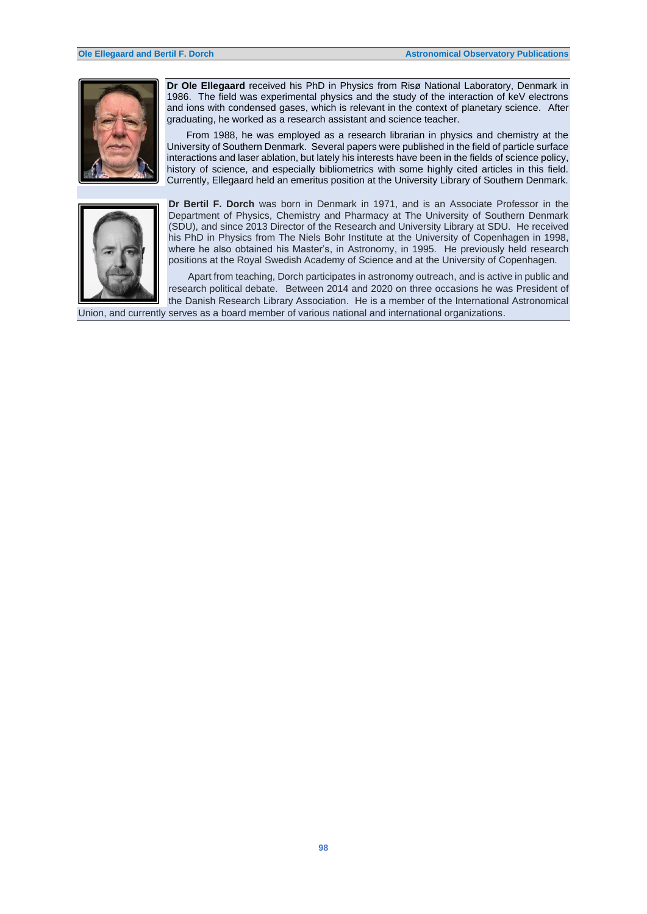**Dr Ole Ellegaard** received his PhD in Physics from Risø National Laboratory, Denmark in 1986. The field was experimental physics and the study of the interaction of keV electrons and ions with condensed gases, which is relevant in the context of planetary science. After graduating, he worked as a research assistant and science teacher.

From 1988, he was employed as a research librarian in physics and chemistry at the University of Southern Denmark. Several papers were published in the field of particle surface interactions and laser ablation, but lately his interests have been in the fields of science policy, history of science, and especially bibliometrics with some highly cited articles in this field. Currently, Ellegaard held an emeritus position at the University Library of Southern Denmark.

**Dr Bertil F. Dorch** was born in Denmark in 1971, and is an Associate Professor in the Department of Physics, Chemistry and Pharmacy at The University of Southern Denmark (SDU), and since 2013 Director of the Research and University Library at SDU. He received his PhD in Physics from The Niels Bohr Institute at the University of Copenhagen in 1998, where he also obtained his Master's, in Astronomy, in 1995. He previously held research positions at the Royal Swedish Academy of Science and at the University of Copenhagen.

Apart from teaching, Dorch participates in astronomy outreach, and is active in public and research political debate. Between 2014 and 2020 on three occasions he was President of the Danish Research Library Association. He is a member of the International Astronomical Union, and currently serves as a board member of various national and international organizations.